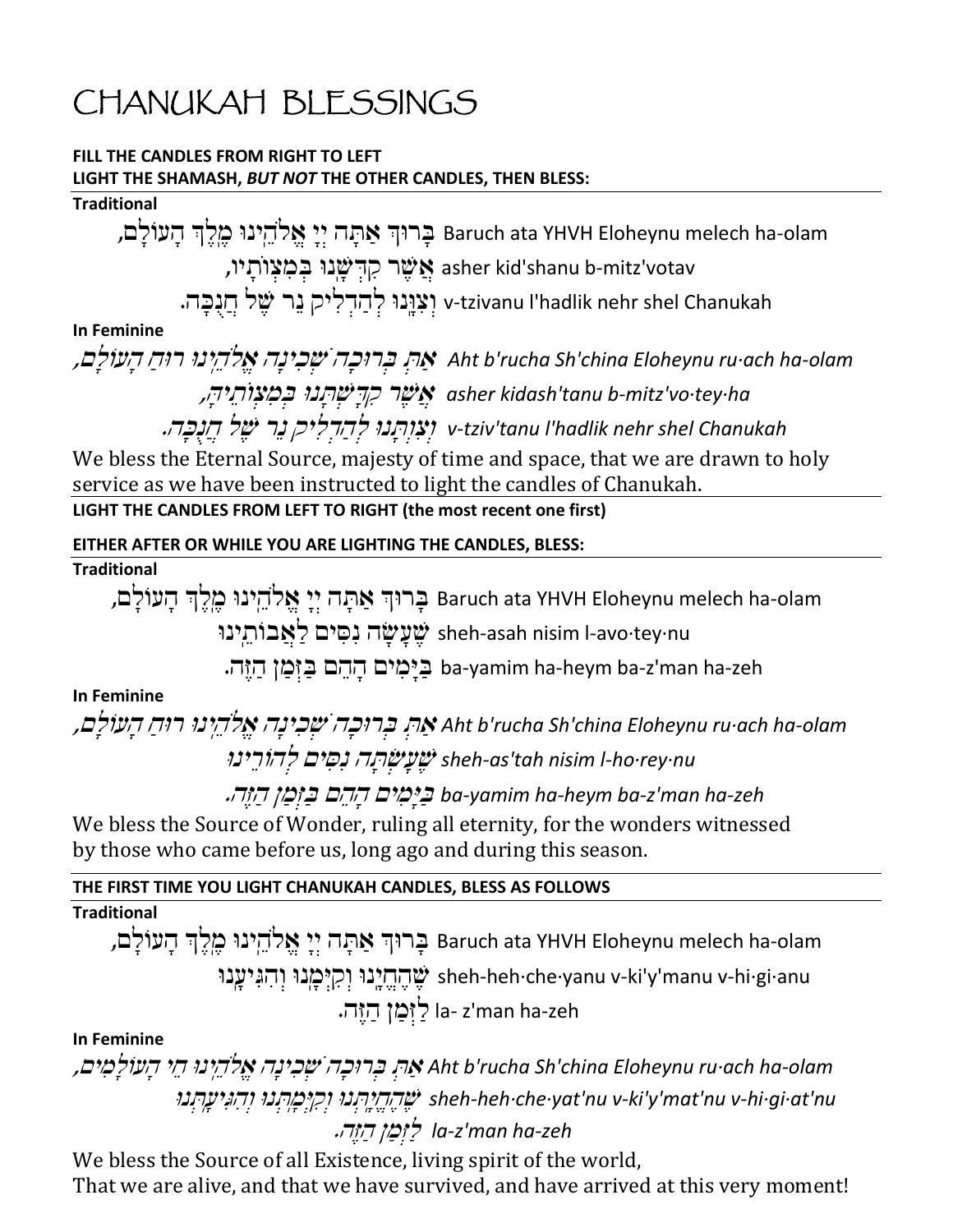# CHANUKAH BLESSINGS

**FILL THE CANDLES FROM RIGHT TO LEFT**
**LIGHT THE SHAMASH, *BUT NOT* THE OTHER CANDLES, THEN BLESS:**

**Traditional**

בָּרוּךְ אַתָּה יְיָ אֱלֹהֵינוּ מֶלֶךְ הָעוֹלָם, Baruch ata YHVH Eloheynu melech ha-olam
אֲשֶׁר קִדְּשָׁנוּ בְּמִצְוֹתָיו, asher kid'shanu b-mitz'votav
וְצִוָּנוּ לְהַדְלִיק נֵר שֶׁל חֲנֻכָּה. v-tzivanu l'hadlik nehr shel Chanukah

**In Feminine**

*אַתְּ בְּרוּכָה שְׁכִינָה אֱלֹהֵינוּ רוּחַ הָעוֹלָם, Aht b'rucha Sh'china Eloheynu ru·ach ha-olam*
*אֲשֶׁר קִדְּשַׁתְנוּ בְּמִצְוֹתֶיהָ, asher kidash'tanu b-mitz'vo·tey·ha*
*וְצִוַּתְנוּ לְהַדְלִיק נֵר שֶׁל חֲנֻכָּה. v-tziv'tanu l'hadlik nehr shel Chanukah*

We bless the Eternal Source, majesty of time and space, that we are drawn to holy service as we have been instructed to light the candles of Chanukah.

**LIGHT THE CANDLES FROM LEFT TO RIGHT (the most recent one first)**

**EITHER AFTER OR WHILE YOU ARE LIGHTING THE CANDLES, BLESS:**

**Traditional**

בָּרוּךְ אַתָּה יְיָ אֱלֹהֵינוּ מֶלֶךְ הָעוֹלָם, Baruch ata YHVH Eloheynu melech ha-olam
שֶׁעָשָׂה נִסִּים לַאֲבוֹתֵינוּ sheh-asah nisim l-avo·tey·nu
בַּיָּמִים הָהֵם בַּזְּמַן הַזֶּה. ba-yamim ha-heym ba-z'man ha-zeh

**In Feminine**

*אַתְּ בְּרוּכָה שְׁכִינָה אֱלֹהֵינוּ רוּחַ הָעוֹלָם, Aht b'rucha Sh'china Eloheynu ru·ach ha-olam*
*שֶׁעָשְׂתָה נִסִּים לְהוֹרֵינוּ sheh-as'tah nisim l-ho·rey·nu*
*בַּיָּמִים הָהֵם בַּזְּמַן הַזֶּה. ba-yamim ha-heym ba-z'man ha-zeh*

We bless the Source of Wonder, ruling all eternity, for the wonders witnessed by those who came before us, long ago and during this season.

**THE FIRST TIME YOU LIGHT CHANUKAH CANDLES, BLESS AS FOLLOWS**

**Traditional**

בָּרוּךְ אַתָּה יְיָ אֱלֹהֵינוּ מֶלֶךְ הָעוֹלָם, Baruch ata YHVH Eloheynu melech ha-olam
שֶׁהֶחֱיָנוּ וְקִיְּמָנוּ וְהִגִּיעָנוּ sheh-heh·che·yanu v-ki'y'manu v-hi·gi·anu
לַזְּמַן הַזֶּה. la- z'man ha-zeh

**In Feminine**

*אַתְּ בְּרוּכָה שְׁכִינָה אֱלֹהֵינוּ חֵי הָעוֹלָמִים, Aht b'rucha Sh'china Eloheynu ru·ach ha-olam*
*שֶׁהֶחֱיָתְנוּ וְקִיְּמָתְנוּ וְהִגִּיעָתְנוּ sheh-heh·che·yat'nu v-ki'y'mat'nu v-hi·gi·at'nu*
*לַזְּמַן הַזֶּה. la-z'man ha-zeh*

We bless the Source of all Existence, living spirit of the world,
That we are alive, and that we have survived, and have arrived at this very moment!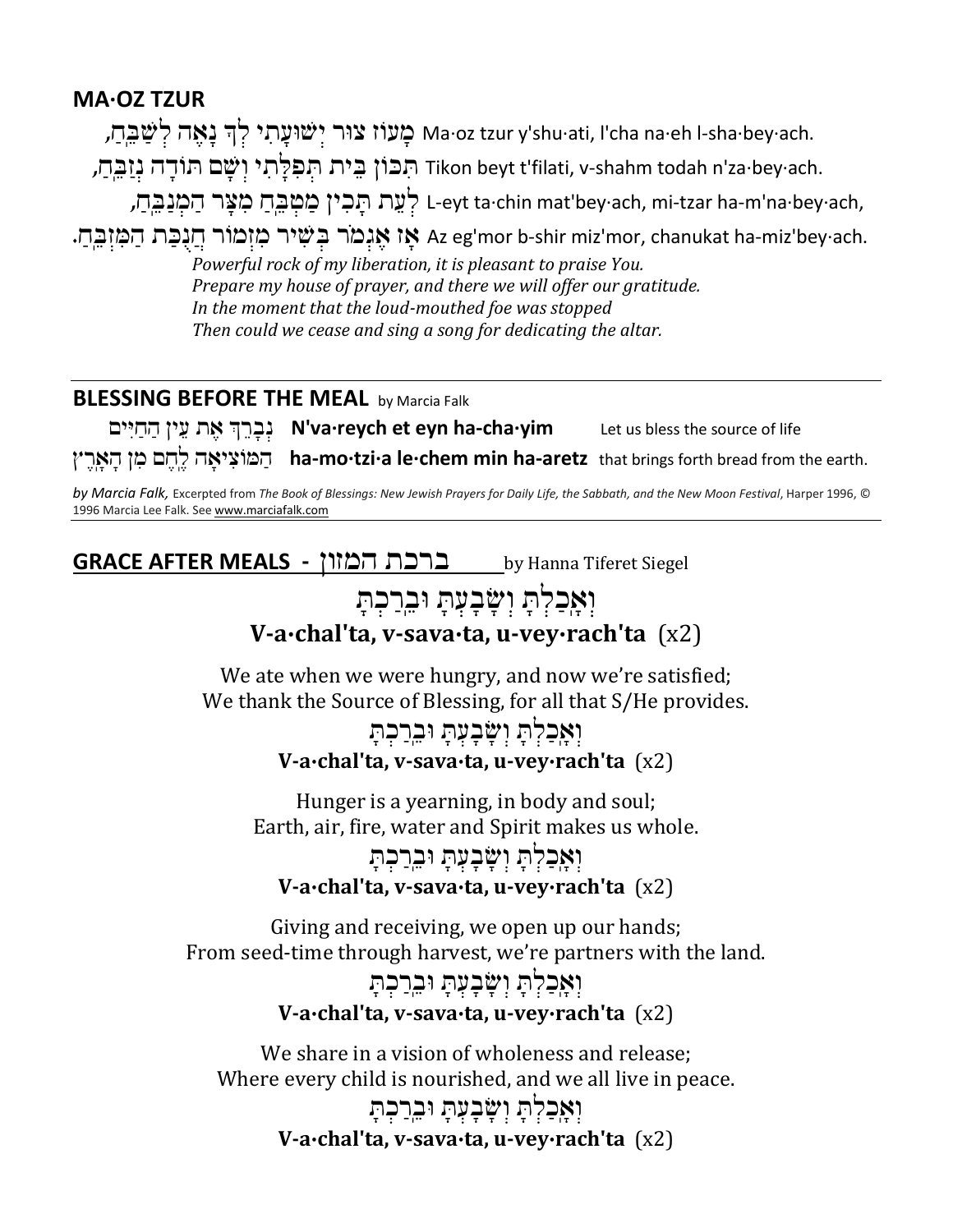**MA·OZ TZUR**

מָעוֹז צוּר יְשׁוּעָתִי לְךָ נָאֶה לְשַׁבֵּחַ, Ma·oz tzur y'shu·ati, l'cha na·eh l-sha·bey·ach.
תִּכּוֹן בֵּית תְּפִלָּתִי וְשָׁם תּוֹדָה נְזַבֵּחַ, Tikon beyt t'filati, v-shahm todah n'za·bey·ach.
לְעֵת תָּכִין מַטְבֵּחַ מִצָּר הַמְנַבֵּחַ, L-eyt ta·chin mat'bey·ach, mi-tzar ha-m'na·bey·ach,
אָז אֶגְמֹר בְּשִׁיר מִזְמוֹר חֲנֻכַּת הַמִּזְבֵּחַ. Az eg'mor b-shir miz'mor, chanukat ha-miz'bey·ach.

*Powerful rock of my liberation, it is pleasant to praise You.*
*Prepare my house of prayer, and there we will offer our gratitude.*
*In the moment that the loud-mouthed foe was stopped*
*Then could we cease and sing a song for dedicating the altar.*

---

**BLESSING BEFORE THE MEAL** by Marcia Falk

| | | |
|---|---|---|
| נְבָרֵךְ אֶת עֵין הַחַיִּים | **N'va·reych et eyn ha-cha·yim** | Let us bless the source of life |
| הַמּוֹצִיאָה לֶחֶם מִן הָאָרֶץ | **ha-mo·tzi·a le·chem min ha-aretz** | that brings forth bread from the earth. |

*by Marcia Falk,* Excerpted from *The Book of Blessings: New Jewish Prayers for Daily Life, the Sabbath, and the New Moon Festival*, Harper 1996, © 1996 Marcia Lee Falk. See www.marciafalk.com

---

**GRACE AFTER MEALS - ברכת המזון** by Hanna Tiferet Siegel

וְאָכַלְתָּ וְשָׂבָעְתָּ וּבֵרַכְתָּ
**V-a·chal'ta, v-sava·ta, u-vey·rach'ta** (x2)

We ate when we were hungry, and now we're satisfied;
We thank the Source of Blessing, for all that S/He provides.

וְאָכַלְתָּ וְשָׂבָעְתָּ וּבֵרַכְתָּ
**V-a·chal'ta, v-sava·ta, u-vey·rach'ta** (x2)

Hunger is a yearning, in body and soul;
Earth, air, fire, water and Spirit makes us whole.

וְאָכַלְתָּ וְשָׂבָעְתָּ וּבֵרַכְתָּ
**V-a·chal'ta, v-sava·ta, u-vey·rach'ta** (x2)

Giving and receiving, we open up our hands;
From seed-time through harvest, we're partners with the land.

וְאָכַלְתָּ וְשָׂבָעְתָּ וּבֵרַכְתָּ
**V-a·chal'ta, v-sava·ta, u-vey·rach'ta** (x2)

We share in a vision of wholeness and release;
Where every child is nourished, and we all live in peace.

וְאָכַלְתָּ וְשָׂבָעְתָּ וּבֵרַכְתָּ
**V-a·chal'ta, v-sava·ta, u-vey·rach'ta** (x2)